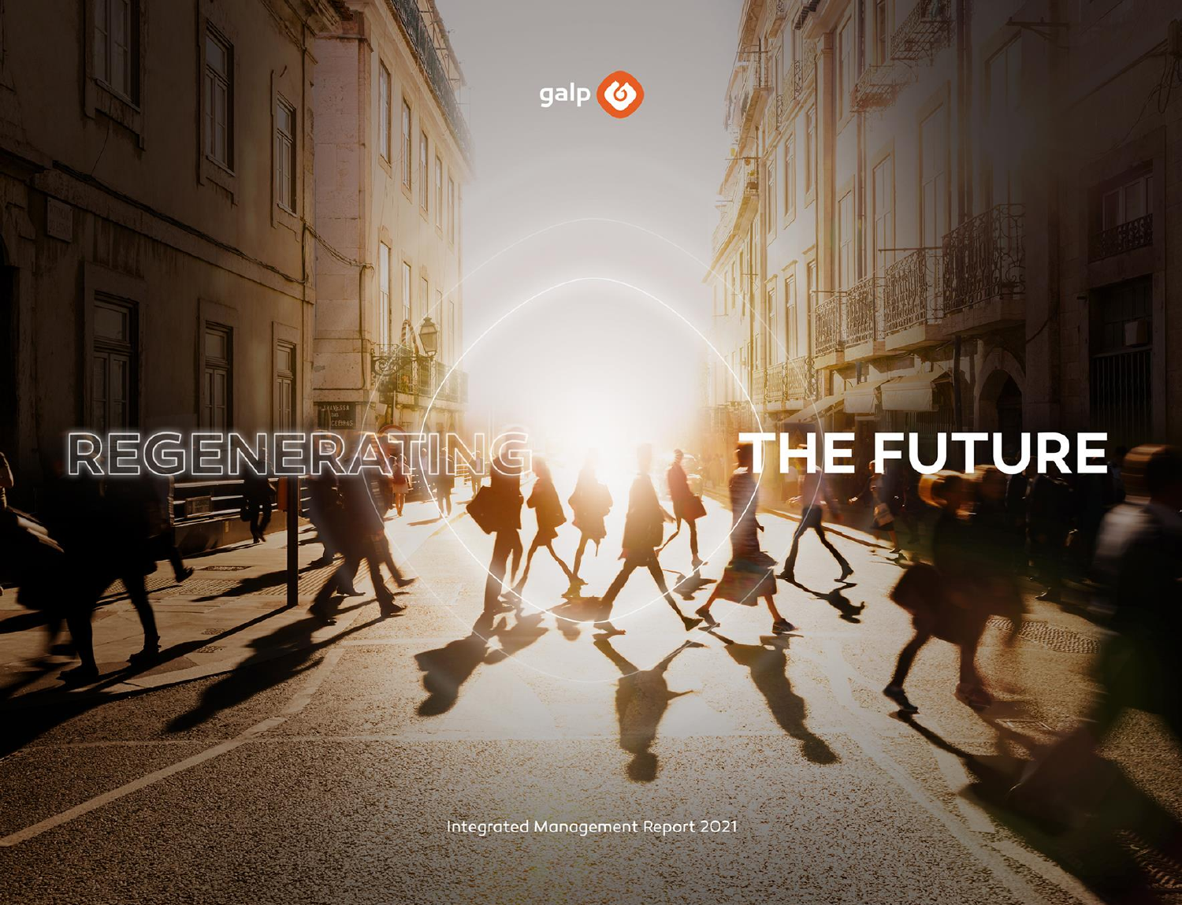galp

# REGENERATING THE FUTURE

Integrated Management Report 2021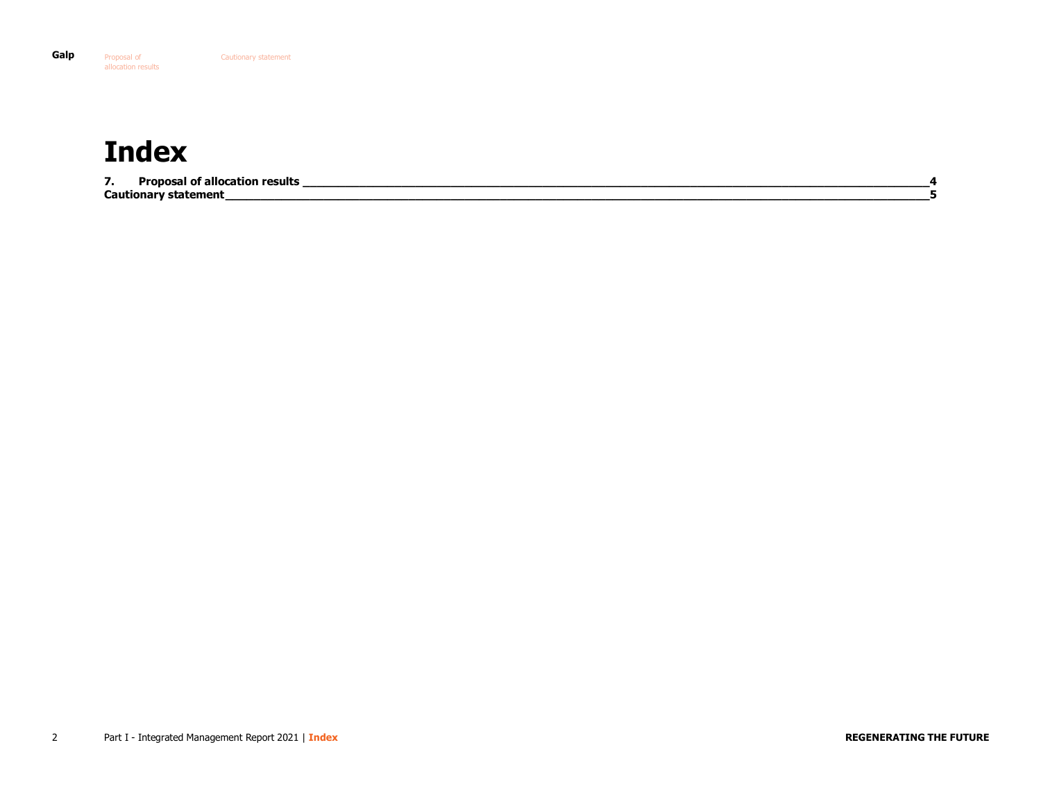# Index

7. Proposal of allocation results _______________________________________________ 4

Cautionary statement _______________________________________________________ 5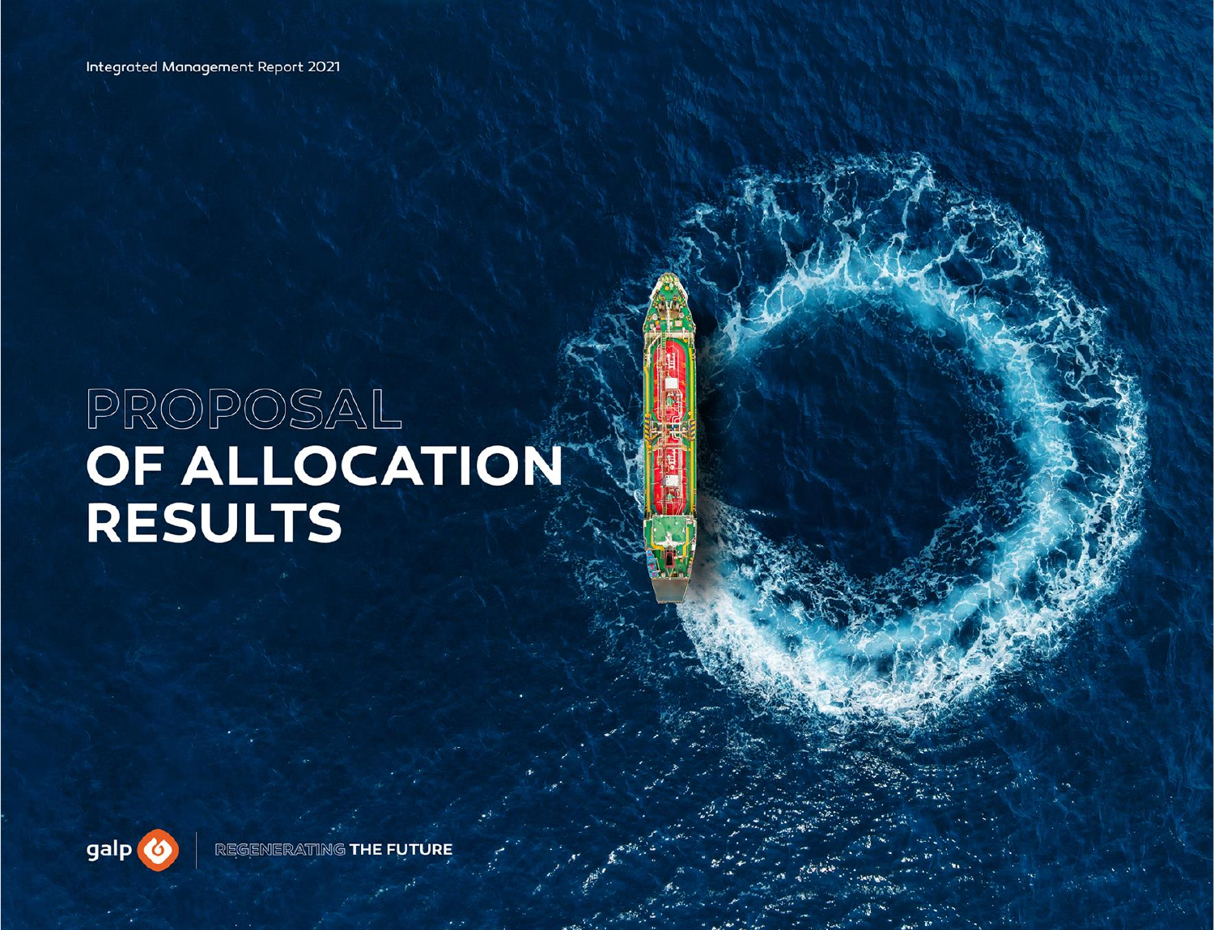# PROPOSAL OF ALLOCATION RESULTS

REGENERATING THE FUTURE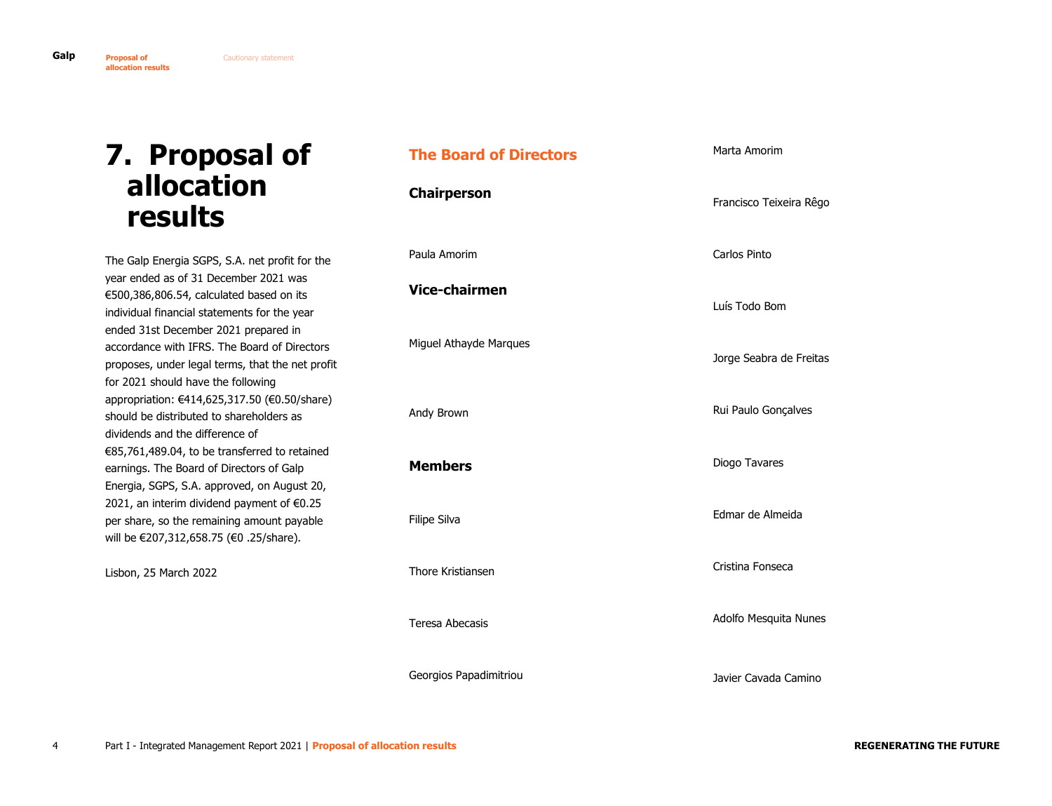# 7. Proposal of allocation results

The Galp Energia SGPS, S.A. net profit for the year ended as of 31 December 2021 was €500,386,806.54, calculated based on its individual financial statements for the year ended 31st December 2021 prepared in accordance with IFRS. The Board of Directors proposes, under legal terms, that the net profit for 2021 should have the following appropriation: €414,625,317.50 (€0.50/share) should be distributed to shareholders as dividends and the difference of €85,761,489.04, to be transferred to retained earnings. The Board of Directors of Galp Energia, SGPS, S.A. approved, on August 20, 2021, an interim dividend payment of €0.25 per share, so the remaining amount payable will be €207,312,658.75 (€0 .25/share).

Lisbon, 25 March 2022

## The Board of Directors

### Chairperson

Paula Amorim

### Vice-chairmen

Miguel Athayde Marques

Andy Brown

### Members

Filipe Silva

Thore Kristiansen

Teresa Abecasis

Georgios Papadimitriou

Marta Amorim

Francisco Teixeira Rêgo

Carlos Pinto

Luís Todo Bom

Jorge Seabra de Freitas

Rui Paulo Gonçalves

Diogo Tavares

Edmar de Almeida

Cristina Fonseca

Adolfo Mesquita Nunes

Javier Cavada Camino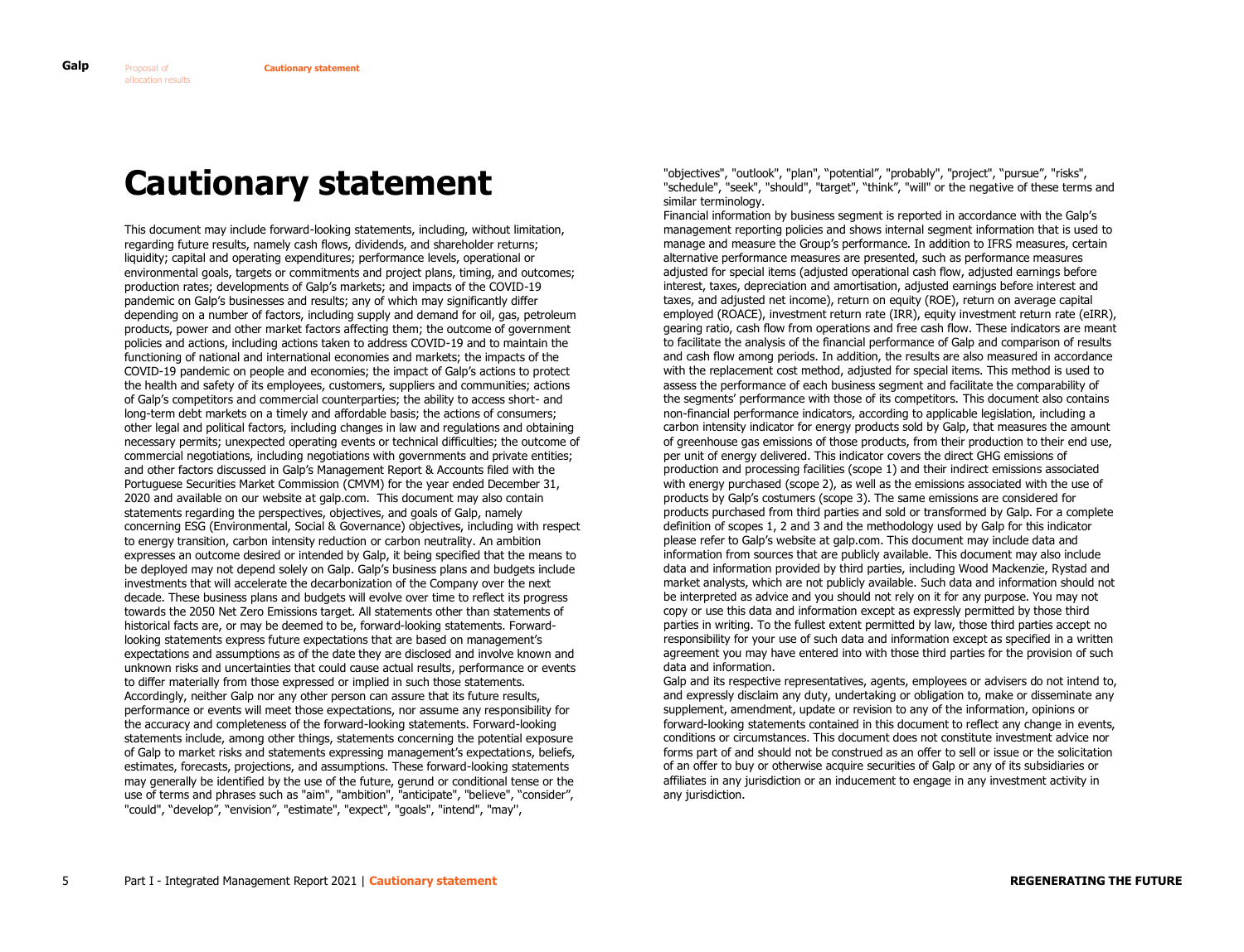# Cautionary statement

This document may include forward-looking statements, including, without limitation, regarding future results, namely cash flows, dividends, and shareholder returns; liquidity; capital and operating expenditures; performance levels, operational or environmental goals, targets or commitments and project plans, timing, and outcomes; production rates; developments of Galp's markets; and impacts of the COVID-19 pandemic on Galp's businesses and results; any of which may significantly differ depending on a number of factors, including supply and demand for oil, gas, petroleum products, power and other market factors affecting them; the outcome of government policies and actions, including actions taken to address COVID-19 and to maintain the functioning of national and international economies and markets; the impacts of the COVID-19 pandemic on people and economies; the impact of Galp's actions to protect the health and safety of its employees, customers, suppliers and communities; actions of Galp's competitors and commercial counterparties; the ability to access short- and long-term debt markets on a timely and affordable basis; the actions of consumers; other legal and political factors, including changes in law and regulations and obtaining necessary permits; unexpected operating events or technical difficulties; the outcome of commercial negotiations, including negotiations with governments and private entities; and other factors discussed in Galp's Management Report & Accounts filed with the Portuguese Securities Market Commission (CMVM) for the year ended December 31, 2020 and available on our website at galp.com. This document may also contain statements regarding the perspectives, objectives, and goals of Galp, namely concerning ESG (Environmental, Social & Governance) objectives, including with respect to energy transition, carbon intensity reduction or carbon neutrality. An ambition expresses an outcome desired or intended by Galp, it being specified that the means to be deployed may not depend solely on Galp. Galp's business plans and budgets include investments that will accelerate the decarbonization of the Company over the next decade. These business plans and budgets will evolve over time to reflect its progress towards the 2050 Net Zero Emissions target. All statements other than statements of historical facts are, or may be deemed to be, forward-looking statements. Forward-looking statements express future expectations that are based on management's expectations and assumptions as of the date they are disclosed and involve known and unknown risks and uncertainties that could cause actual results, performance or events to differ materially from those expressed or implied in such those statements. Accordingly, neither Galp nor any other person can assure that its future results, performance or events will meet those expectations, nor assume any responsibility for the accuracy and completeness of the forward-looking statements. Forward-looking statements include, among other things, statements concerning the potential exposure of Galp to market risks and statements expressing management's expectations, beliefs, estimates, forecasts, projections, and assumptions. These forward-looking statements may generally be identified by the use of the future, gerund or conditional tense or the use of terms and phrases such as "aim", "ambition", "anticipate", "believe", "consider", "could", "develop", "envision", "estimate", "expect", "goals", "intend", "may", "objectives", "outlook", "plan", "potential", "probably", "project", "pursue", "risks", "schedule", "seek", "should", "target", "think", "will" or the negative of these terms and similar terminology.

Financial information by business segment is reported in accordance with the Galp's management reporting policies and shows internal segment information that is used to manage and measure the Group's performance. In addition to IFRS measures, certain alternative performance measures are presented, such as performance measures adjusted for special items (adjusted operational cash flow, adjusted earnings before interest, taxes, depreciation and amortisation, adjusted earnings before interest and taxes, and adjusted net income), return on equity (ROE), return on average capital employed (ROACE), investment return rate (IRR), equity investment return rate (eIRR), gearing ratio, cash flow from operations and free cash flow. These indicators are meant to facilitate the analysis of the financial performance of Galp and comparison of results and cash flow among periods. In addition, the results are also measured in accordance with the replacement cost method, adjusted for special items. This method is used to assess the performance of each business segment and facilitate the comparability of the segments' performance with those of its competitors. This document also contains non-financial performance indicators, according to applicable legislation, including a carbon intensity indicator for energy products sold by Galp, that measures the amount of greenhouse gas emissions of those products, from their production to their end use, per unit of energy delivered. This indicator covers the direct GHG emissions of production and processing facilities (scope 1) and their indirect emissions associated with energy purchased (scope 2), as well as the emissions associated with the use of products by Galp's costumers (scope 3). The same emissions are considered for products purchased from third parties and sold or transformed by Galp. For a complete definition of scopes 1, 2 and 3 and the methodology used by Galp for this indicator please refer to Galp's website at galp.com. This document may include data and information from sources that are publicly available. This document may also include data and information provided by third parties, including Wood Mackenzie, Rystad and market analysts, which are not publicly available. Such data and information should not be interpreted as advice and you should not rely on it for any purpose. You may not copy or use this data and information except as expressly permitted by those third parties in writing. To the fullest extent permitted by law, those third parties accept no responsibility for your use of such data and information except as specified in a written agreement you may have entered into with those third parties for the provision of such data and information.

Galp and its respective representatives, agents, employees or advisers do not intend to, and expressly disclaim any duty, undertaking or obligation to, make or disseminate any supplement, amendment, update or revision to any of the information, opinions or forward-looking statements contained in this document to reflect any change in events, conditions or circumstances. This document does not constitute investment advice nor forms part of and should not be construed as an offer to sell or issue or the solicitation of an offer to buy or otherwise acquire securities of Galp or any of its subsidiaries or affiliates in any jurisdiction or an inducement to engage in any investment activity in any jurisdiction.